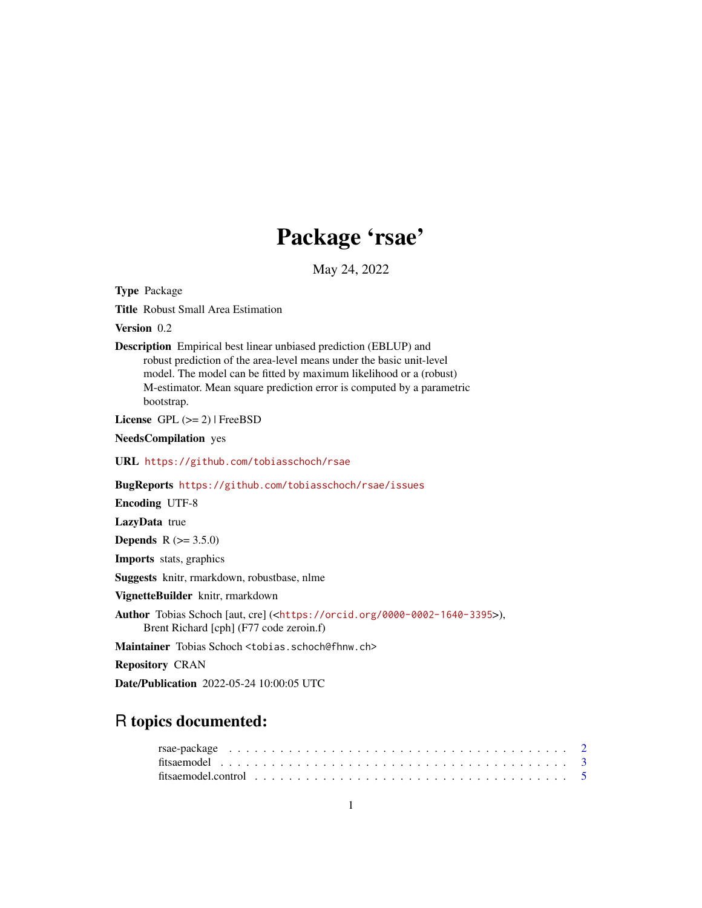# Package 'rsae'

May 24, 2022

**Type** Package

**Title** Robust Small Area Estimation

**Version** 0.2

**Description** Empirical best linear unbiased prediction (EBLUP) and robust prediction of the area-level means under the basic unit-level model. The model can be fitted by maximum likelihood or a (robust) M-estimator. Mean square prediction error is computed by a parametric bootstrap.

**License** GPL (>= 2) | FreeBSD

**NeedsCompilation** yes

**URL** https://github.com/tobiasschoch/rsae

**BugReports** https://github.com/tobiasschoch/rsae/issues

**Encoding** UTF-8

**LazyData** true

**Depends** R (>= 3.5.0)

**Imports** stats, graphics

**Suggests** knitr, rmarkdown, robustbase, nlme

**VignetteBuilder** knitr, rmarkdown

**Author** Tobias Schoch [aut, cre] (<https://orcid.org/0000-0002-1640-3395>), Brent Richard [cph] (F77 code zeroin.f)

**Maintainer** Tobias Schoch <tobias.schoch@fhnw.ch>

**Repository** CRAN

**Date/Publication** 2022-05-24 10:00:05 UTC

## R topics documented:

rsae-package . . . . . . . . . . . . . . . . . . . . . . . . . . . . . . . . . . . . . . . 2
fitsaemodel . . . . . . . . . . . . . . . . . . . . . . . . . . . . . . . . . . . . . . . . 3
fitsaemodel.control . . . . . . . . . . . . . . . . . . . . . . . . . . . . . . . . . . . 5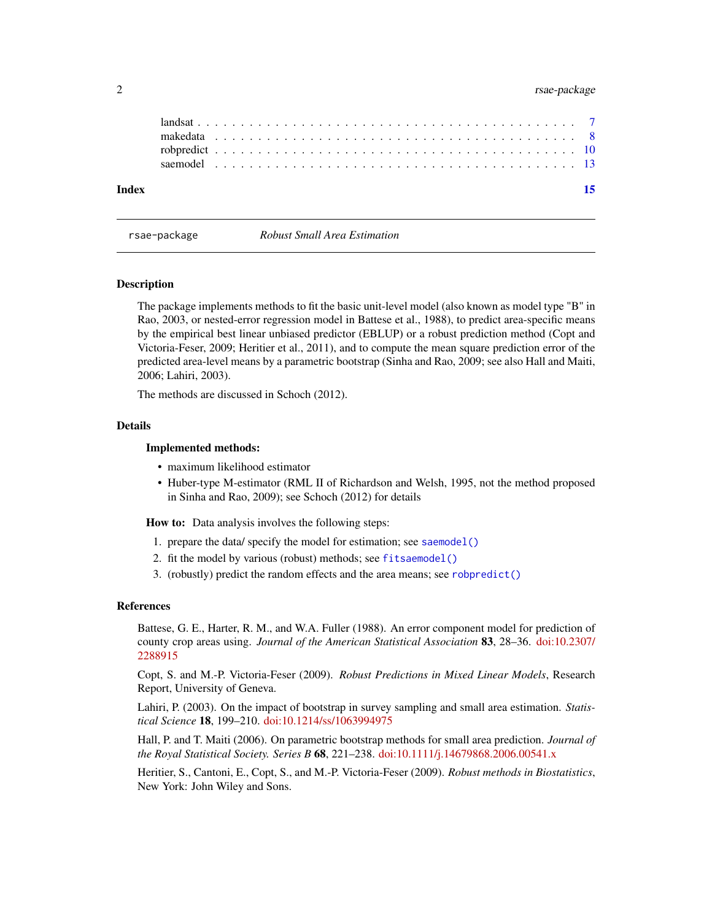landsat . . . . . . . . . . . . . . . . . . . . . . . . . . . . . . . . . . . . . . . . . . 7
makedata . . . . . . . . . . . . . . . . . . . . . . . . . . . . . . . . . . . . . . . . . 8
robpredict . . . . . . . . . . . . . . . . . . . . . . . . . . . . . . . . . . . . . . . . 10
saemodel . . . . . . . . . . . . . . . . . . . . . . . . . . . . . . . . . . . . . . . . . 13

**Index** **15**

---

rsae-package *Robust Small Area Estimation*

---

## Description

The package implements methods to fit the basic unit-level model (also known as model type "B" in Rao, 2003, or nested-error regression model in Battese et al., 1988), to predict area-specific means by the empirical best linear unbiased predictor (EBLUP) or a robust prediction method (Copt and Victoria-Feser, 2009; Heritier et al., 2011), and to compute the mean square prediction error of the predicted area-level means by a parametric bootstrap (Sinha and Rao, 2009; see also Hall and Maiti, 2006; Lahiri, 2003).

The methods are discussed in Schoch (2012).

## Details

**Implemented methods:**

- maximum likelihood estimator
- Huber-type M-estimator (RML II of Richardson and Welsh, 1995, not the method proposed in Sinha and Rao, 2009); see Schoch (2012) for details

**How to:** Data analysis involves the following steps:

1. prepare the data/ specify the model for estimation; see `saemodel()`
2. fit the model by various (robust) methods; see `fitsaemodel()`
3. (robustly) predict the random effects and the area means; see `robpredict()`

## References

Battese, G. E., Harter, R. M., and W.A. Fuller (1988). An error component model for prediction of county crop areas using. *Journal of the American Statistical Association* **83**, 28–36. doi:10.2307/2288915

Copt, S. and M.-P. Victoria-Feser (2009). *Robust Predictions in Mixed Linear Models*, Research Report, University of Geneva.

Lahiri, P. (2003). On the impact of bootstrap in survey sampling and small area estimation. *Statistical Science* **18**, 199–210. doi:10.1214/ss/1063994975

Hall, P. and T. Maiti (2006). On parametric bootstrap methods for small area prediction. *Journal of the Royal Statistical Society. Series B* **68**, 221–238. doi:10.1111/j.14679868.2006.00541.x

Heritier, S., Cantoni, E., Copt, S., and M.-P. Victoria-Feser (2009). *Robust methods in Biostatistics*, New York: John Wiley and Sons.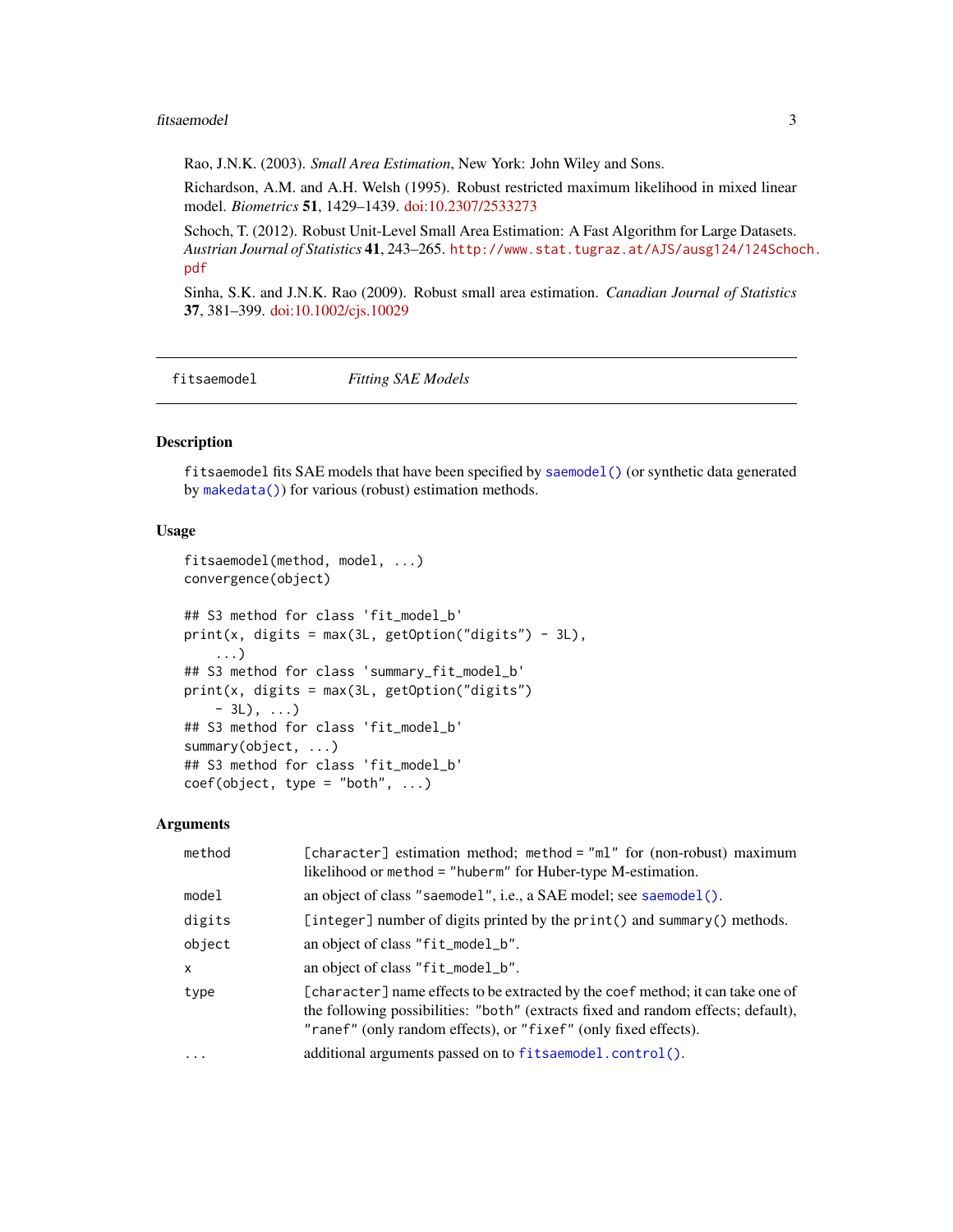Rao, J.N.K. (2003). *Small Area Estimation*, New York: John Wiley and Sons.

Richardson, A.M. and A.H. Welsh (1995). Robust restricted maximum likelihood in mixed linear model. *Biometrics* **51**, 1429–1439. doi:10.2307/2533273

Schoch, T. (2012). Robust Unit-Level Small Area Estimation: A Fast Algorithm for Large Datasets. *Austrian Journal of Statistics* **41**, 243–265. http://www.stat.tugraz.at/AJS/ausg124/124Schoch.pdf

Sinha, S.K. and J.N.K. Rao (2009). Robust small area estimation. *Canadian Journal of Statistics* **37**, 381–399. doi:10.1002/cjs.10029

---

## fitsaemodel — *Fitting SAE Models*

### Description

`fitsaemodel` fits SAE models that have been specified by `saemodel()` (or synthetic data generated by `makedata()`) for various (robust) estimation methods.

### Usage

```
fitsaemodel(method, model, ...)
convergence(object)

## S3 method for class 'fit_model_b'
print(x, digits = max(3L, getOption("digits") - 3L),
    ...)
## S3 method for class 'summary_fit_model_b'
print(x, digits = max(3L, getOption("digits")
    - 3L), ...)
## S3 method for class 'fit_model_b'
summary(object, ...)
## S3 method for class 'fit_model_b'
coef(object, type = "both", ...)
```

### Arguments

| | |
|---|---|
| `method` | `[character]` estimation method; `method = "ml"` for (non-robust) maximum likelihood or `method = "huberm"` for Huber-type M-estimation. |
| `model` | an object of class `"saemodel"`, i.e., a SAE model; see `saemodel()`. |
| `digits` | `[integer]` number of digits printed by the `print()` and `summary()` methods. |
| `object` | an object of class `"fit_model_b"`. |
| `x` | an object of class `"fit_model_b"`. |
| `type` | `[character]` name effects to be extracted by the `coef` method; it can take one of the following possibilities: `"both"` (extracts fixed and random effects; default), `"ranef"` (only random effects), or `"fixef"` (only fixed effects). |
| `...` | additional arguments passed on to `fitsaemodel.control()`. |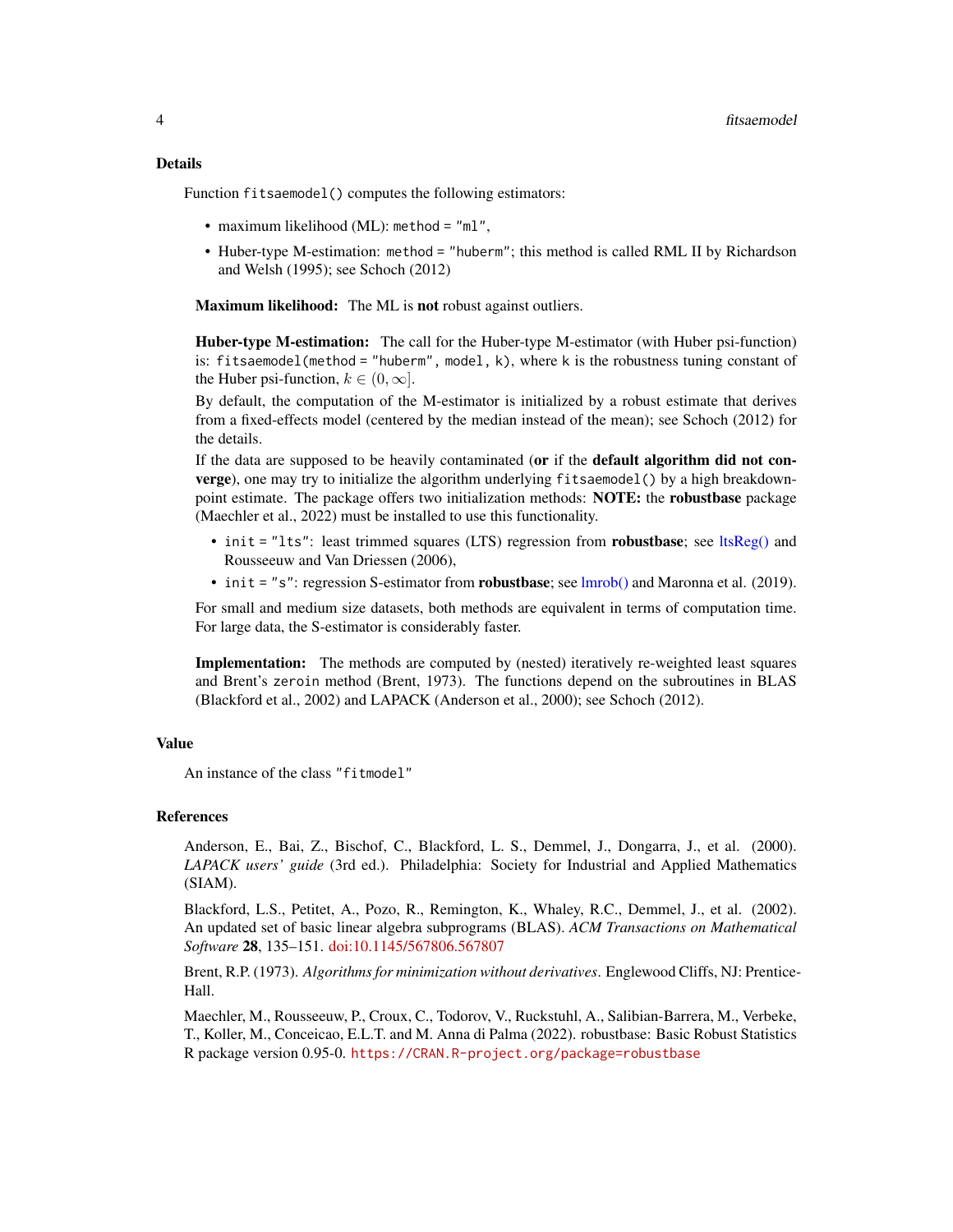## Details

Function `fitsaemodel()` computes the following estimators:

- maximum likelihood (ML): `method = "ml"`,
- Huber-type M-estimation: `method = "huberm"`; this method is called RML II by Richardson and Welsh (1995); see Schoch (2012)

**Maximum likelihood:** The ML is **not** robust against outliers.

**Huber-type M-estimation:** The call for the Huber-type M-estimator (with Huber psi-function) is: `fitsaemodel(method = "huberm", model, k)`, where `k` is the robustness tuning constant of the Huber psi-function, $k \in (0, \infty]$.

By default, the computation of the M-estimator is initialized by a robust estimate that derives from a fixed-effects model (centered by the median instead of the mean); see Schoch (2012) for the details.

If the data are supposed to be heavily contaminated (**or** if the **default algorithm did not converge**), one may try to initialize the algorithm underlying `fitsaemodel()` by a high breakdown-point estimate. The package offers two initialization methods: **NOTE:** the **robustbase** package (Maechler et al., 2022) must be installed to use this functionality.

- `init = "lts"`: least trimmed squares (LTS) regression from **robustbase**; see ltsReg() and Rousseeuw and Van Driessen (2006),
- `init = "s"`: regression S-estimator from **robustbase**; see lmrob() and Maronna et al. (2019).

For small and medium size datasets, both methods are equivalent in terms of computation time. For large data, the S-estimator is considerably faster.

**Implementation:** The methods are computed by (nested) iteratively re-weighted least squares and Brent's `zeroin` method (Brent, 1973). The functions depend on the subroutines in BLAS (Blackford et al., 2002) and LAPACK (Anderson et al., 2000); see Schoch (2012).

## Value

An instance of the class `"fitmodel"`

## References

Anderson, E., Bai, Z., Bischof, C., Blackford, L. S., Demmel, J., Dongarra, J., et al. (2000). *LAPACK users' guide* (3rd ed.). Philadelphia: Society for Industrial and Applied Mathematics (SIAM).

Blackford, L.S., Petitet, A., Pozo, R., Remington, K., Whaley, R.C., Demmel, J., et al. (2002). An updated set of basic linear algebra subprograms (BLAS). *ACM Transactions on Mathematical Software* **28**, 135–151. doi:10.1145/567806.567807

Brent, R.P. (1973). *Algorithms for minimization without derivatives*. Englewood Cliffs, NJ: Prentice-Hall.

Maechler, M., Rousseeuw, P., Croux, C., Todorov, V., Ruckstuhl, A., Salibian-Barrera, M., Verbeke, T., Koller, M., Conceicao, E.L.T. and M. Anna di Palma (2022). robustbase: Basic Robust Statistics R package version 0.95-0. `https://CRAN.R-project.org/package=robustbase`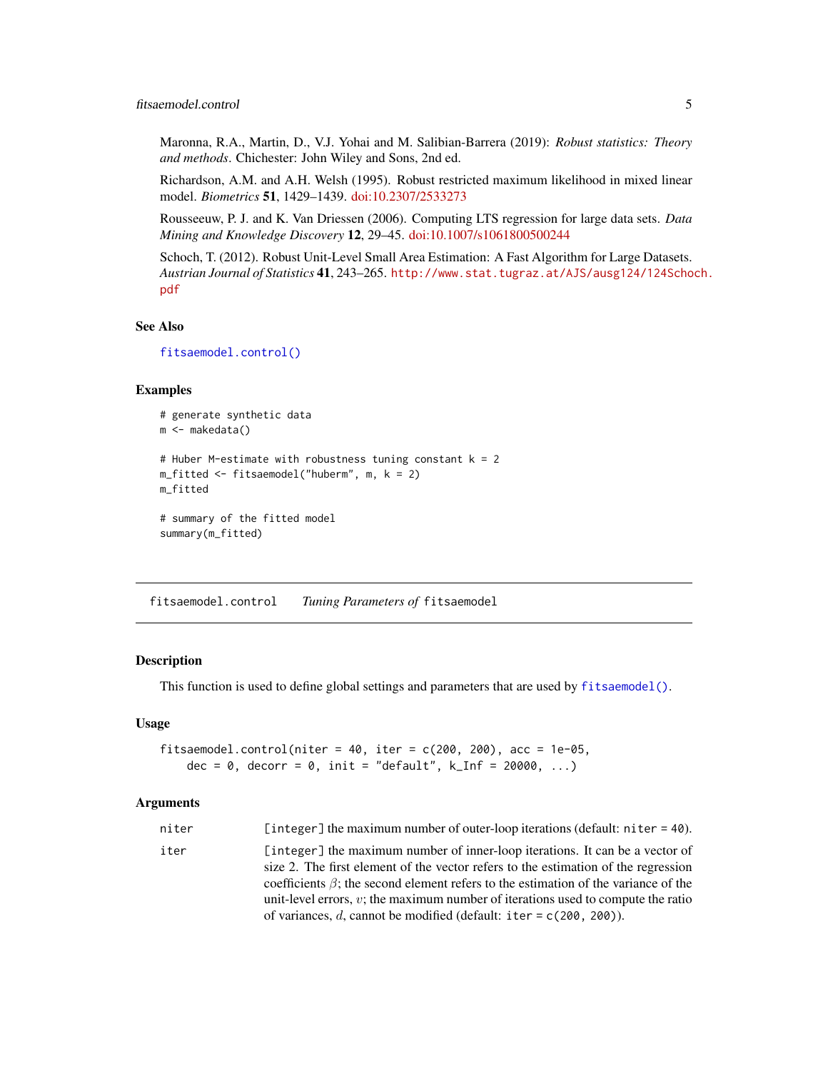Maronna, R.A., Martin, D., V.J. Yohai and M. Salibian-Barrera (2019): *Robust statistics: Theory and methods*. Chichester: John Wiley and Sons, 2nd ed.

Richardson, A.M. and A.H. Welsh (1995). Robust restricted maximum likelihood in mixed linear model. *Biometrics* **51**, 1429–1439. doi:10.2307/2533273

Rousseeuw, P. J. and K. Van Driessen (2006). Computing LTS regression for large data sets. *Data Mining and Knowledge Discovery* **12**, 29–45. doi:10.1007/s1061800500244

Schoch, T. (2012). Robust Unit-Level Small Area Estimation: A Fast Algorithm for Large Datasets. *Austrian Journal of Statistics* **41**, 243–265. http://www.stat.tugraz.at/AJS/ausg124/124Schoch.pdf

### See Also

`fitsaemodel.control()`

### Examples

```
# generate synthetic data
m <- makedata()

# Huber M-estimate with robustness tuning constant k = 2
m_fitted <- fitsaemodel("huberm", m, k = 2)
m_fitted

# summary of the fitted model
summary(m_fitted)
```

---

## fitsaemodel.control    *Tuning Parameters of* `fitsaemodel`

### Description

This function is used to define global settings and parameters that are used by `fitsaemodel()`.

### Usage

```
fitsaemodel.control(niter = 40, iter = c(200, 200), acc = 1e-05,
    dec = 0, decorr = 0, init = "default", k_Inf = 20000, ...)
```

### Arguments

| | |
|---|---|
| `niter` | `[integer]` the maximum number of outer-loop iterations (default: `niter = 40`). |
| `iter` | `[integer]` the maximum number of inner-loop iterations. It can be a vector of size 2. The first element of the vector refers to the estimation of the regression coefficients $\beta$; the second element refers to the estimation of the variance of the unit-level errors, $v$; the maximum number of iterations used to compute the ratio of variances, $d$, cannot be modified (default: `iter = c(200, 200)`). |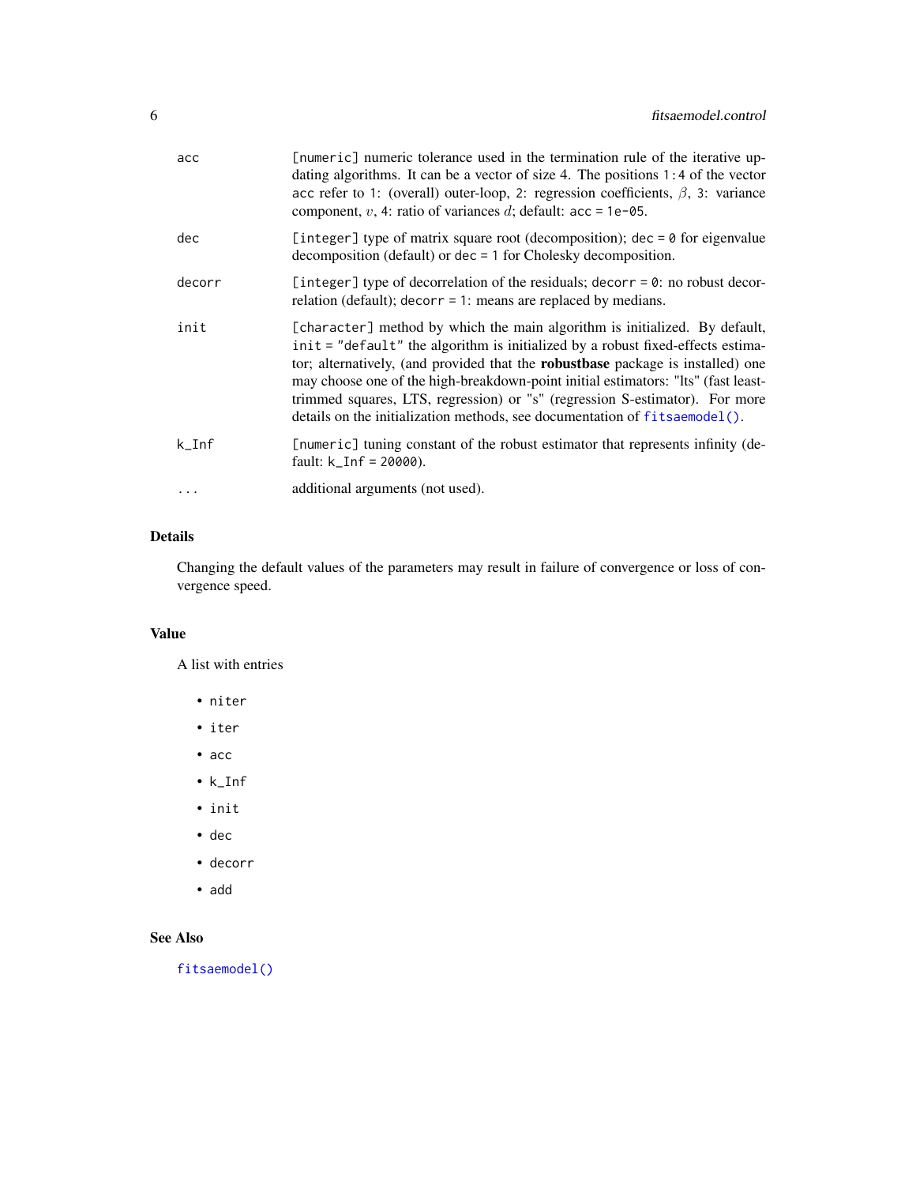| | |
|---|---|
| acc | [numeric] numeric tolerance used in the termination rule of the iterative updating algorithms. It can be a vector of size 4. The positions 1:4 of the vector acc refer to 1: (overall) outer-loop, 2: regression coefficients, $\beta$, 3: variance component, $v$, 4: ratio of variances $d$; default: acc = 1e-05. |
| dec | [integer] type of matrix square root (decomposition); dec = 0 for eigenvalue decomposition (default) or dec = 1 for Cholesky decomposition. |
| decorr | [integer] type of decorrelation of the residuals; decorr = 0: no robust decorrelation (default); decorr = 1: means are replaced by medians. |
| init | [character] method by which the main algorithm is initialized. By default, init = "default" the algorithm is initialized by a robust fixed-effects estimator; alternatively, (and provided that the **robustbase** package is installed) one may choose one of the high-breakdown-point initial estimators: "lts" (fast least-trimmed squares, LTS, regression) or "s" (regression S-estimator). For more details on the initialization methods, see documentation of fitsaemodel(). |
| k_Inf | [numeric] tuning constant of the robust estimator that represents infinity (default: k_Inf = 20000). |
| ... | additional arguments (not used). |

## Details

Changing the default values of the parameters may result in failure of convergence or loss of convergence speed.

## Value

A list with entries

- niter
- iter
- acc
- k_Inf
- init
- dec
- decorr
- add

## See Also

fitsaemodel()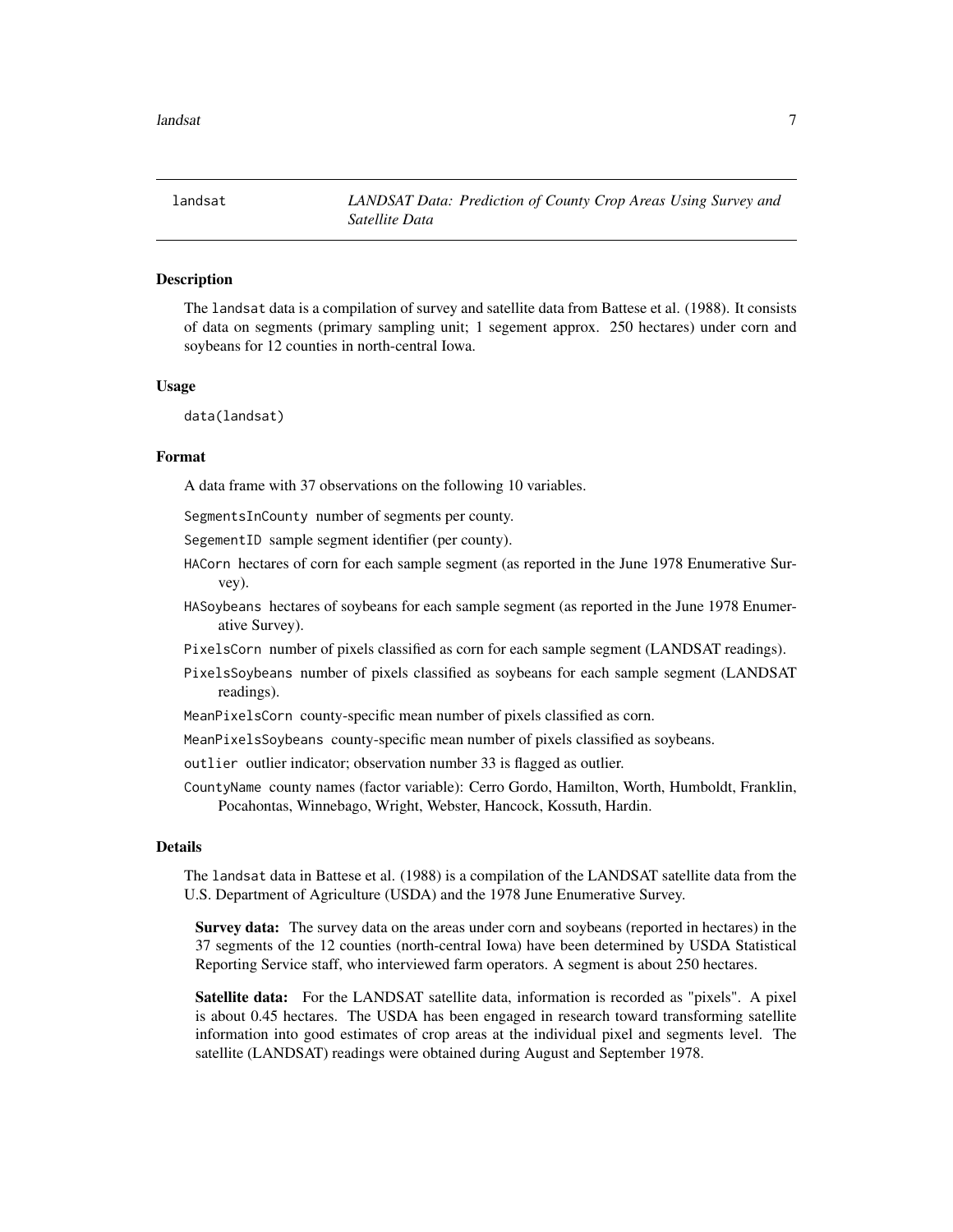| landsat | *LANDSAT Data: Prediction of County Crop Areas Using Survey and Satellite Data* |
|---|---|

## Description

The `landsat` data is a compilation of survey and satellite data from Battese et al. (1988). It consists of data on segments (primary sampling unit; 1 segement approx. 250 hectares) under corn and soybeans for 12 counties in north-central Iowa.

## Usage

```
data(landsat)
```

## Format

A data frame with 37 observations on the following 10 variables.

- `SegmentsInCounty` number of segments per county.
- `SegementID` sample segment identifier (per county).
- `HACorn` hectares of corn for each sample segment (as reported in the June 1978 Enumerative Survey).
- `HASoybeans` hectares of soybeans for each sample segment (as reported in the June 1978 Enumerative Survey).
- `PixelsCorn` number of pixels classified as corn for each sample segment (LANDSAT readings).
- `PixelsSoybeans` number of pixels classified as soybeans for each sample segment (LANDSAT readings).
- `MeanPixelsCorn` county-specific mean number of pixels classified as corn.
- `MeanPixelsSoybeans` county-specific mean number of pixels classified as soybeans.
- `outlier` outlier indicator; observation number 33 is flagged as outlier.
- `CountyName` county names (factor variable): Cerro Gordo, Hamilton, Worth, Humboldt, Franklin, Pocahontas, Winnebago, Wright, Webster, Hancock, Kossuth, Hardin.

## Details

The `landsat` data in Battese et al. (1988) is a compilation of the LANDSAT satellite data from the U.S. Department of Agriculture (USDA) and the 1978 June Enumerative Survey.

**Survey data:** The survey data on the areas under corn and soybeans (reported in hectares) in the 37 segments of the 12 counties (north-central Iowa) have been determined by USDA Statistical Reporting Service staff, who interviewed farm operators. A segment is about 250 hectares.

**Satellite data:** For the LANDSAT satellite data, information is recorded as "pixels". A pixel is about 0.45 hectares. The USDA has been engaged in research toward transforming satellite information into good estimates of crop areas at the individual pixel and segments level. The satellite (LANDSAT) readings were obtained during August and September 1978.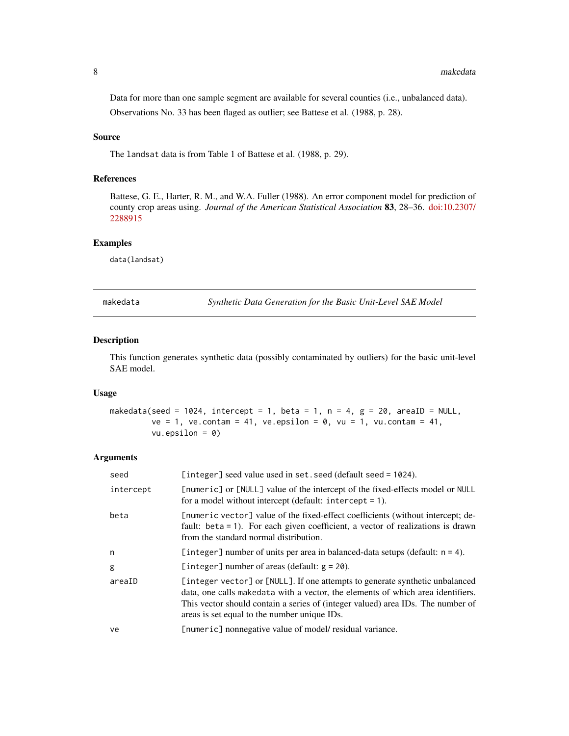Data for more than one sample segment are available for several counties (i.e., unbalanced data). Observations No. 33 has been flaged as outlier; see Battese et al. (1988, p. 28).

### Source

The `landsat` data is from Table 1 of Battese et al. (1988, p. 29).

### References

Battese, G. E., Harter, R. M., and W.A. Fuller (1988). An error component model for prediction of county crop areas using. *Journal of the American Statistical Association* **83**, 28–36. doi:10.2307/2288915

### Examples

```
data(landsat)
```

---

## makedata — *Synthetic Data Generation for the Basic Unit-Level SAE Model*

### Description

This function generates synthetic data (possibly contaminated by outliers) for the basic unit-level SAE model.

### Usage

```
makedata(seed = 1024, intercept = 1, beta = 1, n = 4, g = 20, areaID = NULL,
        ve = 1, ve.contam = 41, ve.epsilon = 0, vu = 1, vu.contam = 41,
        vu.epsilon = 0)
```

### Arguments

| | |
|---|---|
| `seed` | [integer] seed value used in `set.seed` (default `seed = 1024`). |
| `intercept` | [numeric] or [NULL] value of the intercept of the fixed-effects model or `NULL` for a model without intercept (default: `intercept = 1`). |
| `beta` | [numeric vector] value of the fixed-effect coefficients (without intercept; default: `beta = 1`). For each given coefficient, a vector of realizations is drawn from the standard normal distribution. |
| `n` | [integer] number of units per area in balanced-data setups (default: `n = 4`). |
| `g` | [integer] number of areas (default: `g = 20`). |
| `areaID` | [integer vector] or [NULL]. If one attempts to generate synthetic unbalanced data, one calls `makedata` with a vector, the elements of which area identifiers. This vector should contain a series of (integer valued) area IDs. The number of areas is set equal to the number unique IDs. |
| `ve` | [numeric] nonnegative value of model/ residual variance. |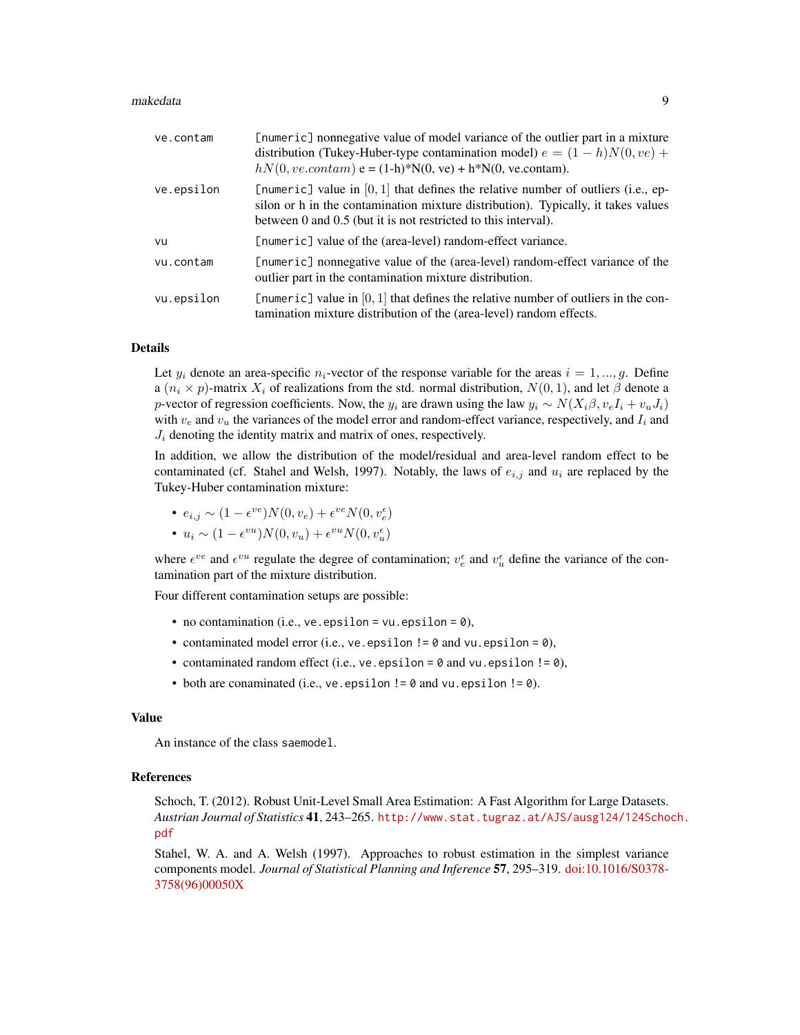| | |
|---|---|
| ve.contam | [numeric] nonnegative value of model variance of the outlier part in a mixture distribution (Tukey-Huber-type contamination model) $e = (1-h)N(0, ve) + hN(0, ve.contam)$ e = (1-h)*N(0, ve) + h*N(0, ve.contam). |
| ve.epsilon | [numeric] value in $[0, 1]$ that defines the relative number of outliers (i.e., epsilon or h in the contamination mixture distribution). Typically, it takes values between 0 and 0.5 (but it is not restricted to this interval). |
| vu | [numeric] value of the (area-level) random-effect variance. |
| vu.contam | [numeric] nonnegative value of the (area-level) random-effect variance of the outlier part in the contamination mixture distribution. |
| vu.epsilon | [numeric] value in $[0, 1]$ that defines the relative number of outliers in the contamination mixture distribution of the (area-level) random effects. |

## Details

Let $y_i$ denote an area-specific $n_i$-vector of the response variable for the areas $i = 1, ..., g$. Define a $(n_i \times p)$-matrix $X_i$ of realizations from the std. normal distribution, $N(0, 1)$, and let $\beta$ denote a $p$-vector of regression coefficients. Now, the $y_i$ are drawn using the law $y_i \sim N(X_i\beta, v_e I_i + v_u J_i)$ with $v_e$ and $v_u$ the variances of the model error and random-effect variance, respectively, and $I_i$ and $J_i$ denoting the identity matrix and matrix of ones, respectively.

In addition, we allow the distribution of the model/residual and area-level random effect to be contaminated (cf. Stahel and Welsh, 1997). Notably, the laws of $e_{i,j}$ and $u_i$ are replaced by the Tukey-Huber contamination mixture:

- $e_{i,j} \sim (1 - \epsilon^{ve})N(0, v_e) + \epsilon^{ve}N(0, v_e^{\epsilon})$
- $u_i \sim (1 - \epsilon^{vu})N(0, v_u) + \epsilon^{vu}N(0, v_u^{\epsilon})$

where $\epsilon^{ve}$ and $\epsilon^{vu}$ regulate the degree of contamination; $v_e^{\epsilon}$ and $v_u^{\epsilon}$ define the variance of the contamination part of the mixture distribution.

Four different contamination setups are possible:

- no contamination (i.e., `ve.epsilon = vu.epsilon = 0`),
- contaminated model error (i.e., `ve.epsilon != 0` and `vu.epsilon = 0`),
- contaminated random effect (i.e., `ve.epsilon = 0` and `vu.epsilon != 0`),
- both are conaminated (i.e., `ve.epsilon != 0` and `vu.epsilon != 0`).

## Value

An instance of the class `saemodel`.

## References

Schoch, T. (2012). Robust Unit-Level Small Area Estimation: A Fast Algorithm for Large Datasets. *Austrian Journal of Statistics* **41**, 243–265. http://www.stat.tugraz.at/AJS/ausg124/124Schoch.pdf

Stahel, W. A. and A. Welsh (1997). Approaches to robust estimation in the simplest variance components model. *Journal of Statistical Planning and Inference* **57**, 295–319. doi:10.1016/S0378-3758(96)00050X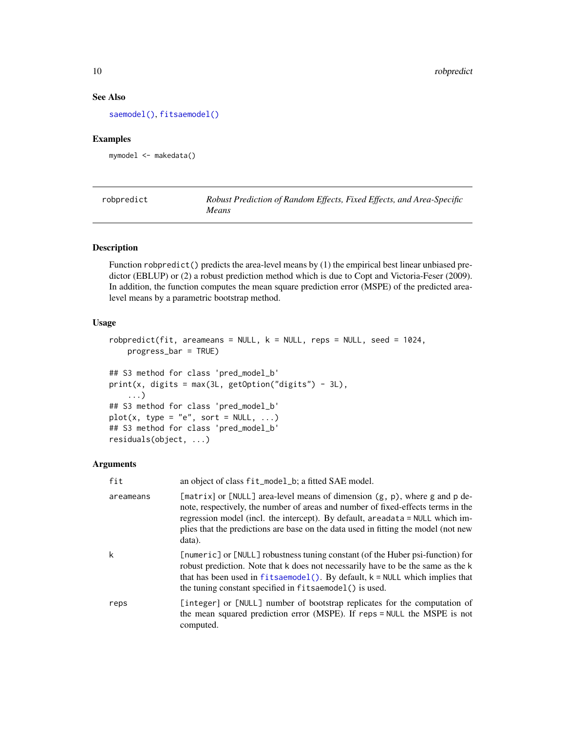## See Also

saemodel(), fitsaemodel()

## Examples

```
mymodel <- makedata()
```

---

## robpredict — *Robust Prediction of Random Effects, Fixed Effects, and Area-Specific Means*

### Description

Function robpredict() predicts the area-level means by (1) the empirical best linear unbiased predictor (EBLUP) or (2) a robust prediction method which is due to Copt and Victoria-Feser (2009). In addition, the function computes the mean square prediction error (MSPE) of the predicted area-level means by a parametric bootstrap method.

### Usage

```
robpredict(fit, areameans = NULL, k = NULL, reps = NULL, seed = 1024,
    progress_bar = TRUE)

## S3 method for class 'pred_model_b'
print(x, digits = max(3L, getOption("digits") - 3L),
    ...)
## S3 method for class 'pred_model_b'
plot(x, type = "e", sort = NULL, ...)
## S3 method for class 'pred_model_b'
residuals(object, ...)
```

### Arguments

| | |
|---|---|
| fit | an object of class fit_model_b; a fitted SAE model. |
| areameans | [matrix] or [NULL] area-level means of dimension (g, p), where g and p denote, respectively, the number of areas and number of fixed-effects terms in the regression model (incl. the intercept). By default, areadata = NULL which implies that the predictions are base on the data used in fitting the model (not new data). |
| k | [numeric] or [NULL] robustness tuning constant (of the Huber psi-function) for robust prediction. Note that k does not necessarily have to be the same as the k that has been used in fitsaemodel(). By default, k = NULL which implies that the tuning constant specified in fitsaemodel() is used. |
| reps | [integer] or [NULL] number of bootstrap replicates for the computation of the mean squared prediction error (MSPE). If reps = NULL the MSPE is not computed. |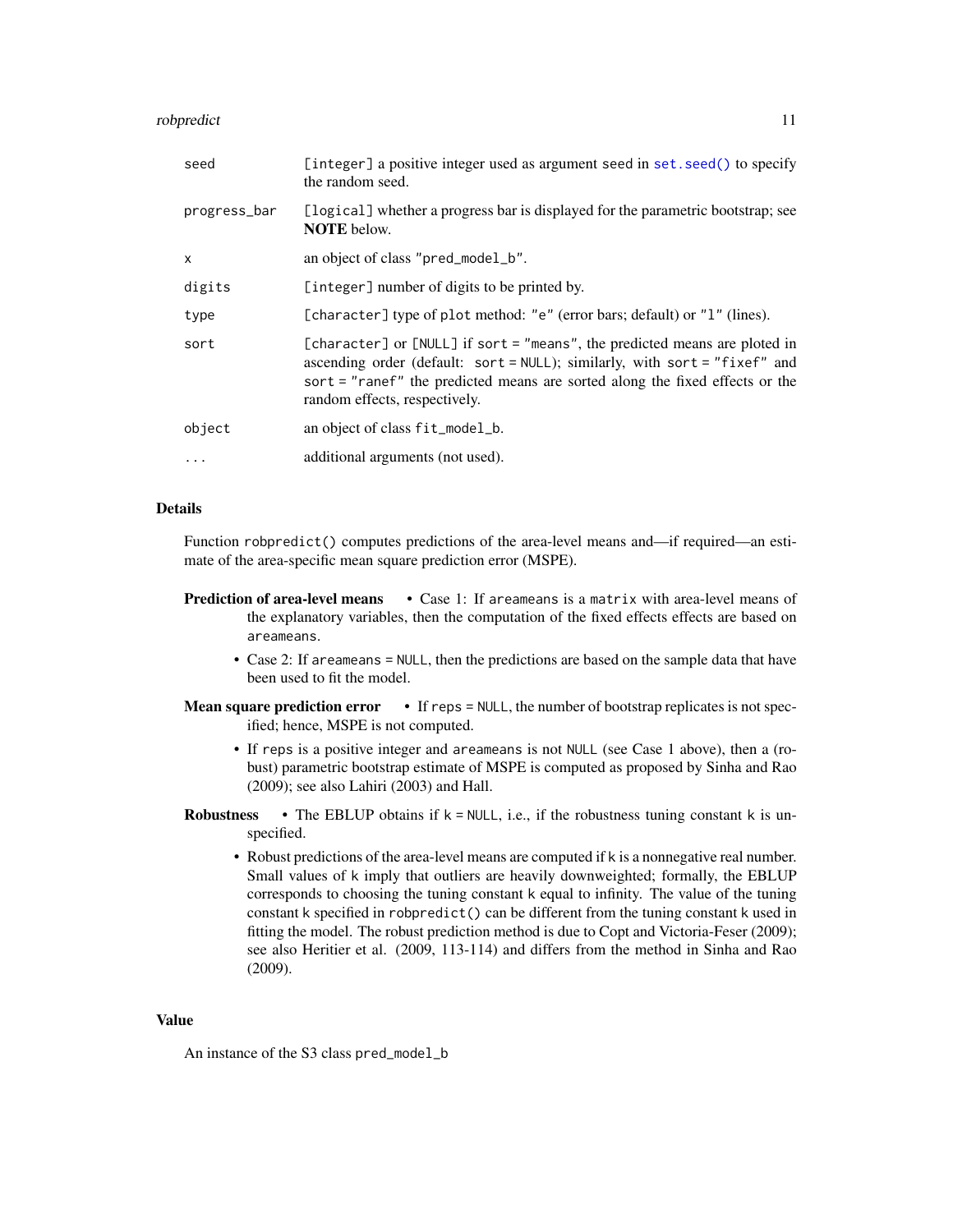| | |
|---|---|
| seed | [integer] a positive integer used as argument seed in set.seed() to specify the random seed. |
| progress_bar | [logical] whether a progress bar is displayed for the parametric bootstrap; see **NOTE** below. |
| x | an object of class "pred_model_b". |
| digits | [integer] number of digits to be printed by. |
| type | [character] type of plot method: "e" (error bars; default) or "l" (lines). |
| sort | [character] or [NULL] if sort = "means", the predicted means are ploted in ascending order (default: sort = NULL); similarly, with sort = "fixef" and sort = "ranef" the predicted means are sorted along the fixed effects or the random effects, respectively. |
| object | an object of class fit_model_b. |
| ... | additional arguments (not used). |

## Details

Function robpredict() computes predictions of the area-level means and—if required—an estimate of the area-specific mean square prediction error (MSPE).

**Prediction of area-level means**
- Case 1: If areameans is a matrix with area-level means of the explanatory variables, then the computation of the fixed effects effects are based on areameans.
- Case 2: If areameans = NULL, then the predictions are based on the sample data that have been used to fit the model.

**Mean square prediction error**
- If reps = NULL, the number of bootstrap replicates is not specified; hence, MSPE is not computed.
- If reps is a positive integer and areameans is not NULL (see Case 1 above), then a (robust) parametric bootstrap estimate of MSPE is computed as proposed by Sinha and Rao (2009); see also Lahiri (2003) and Hall.

**Robustness**
- The EBLUP obtains if k = NULL, i.e., if the robustness tuning constant k is unspecified.
- Robust predictions of the area-level means are computed if k is a nonnegative real number. Small values of k imply that outliers are heavily downweighted; formally, the EBLUP corresponds to choosing the tuning constant k equal to infinity. The value of the tuning constant k specified in robpredict() can be different from the tuning constant k used in fitting the model. The robust prediction method is due to Copt and Victoria-Feser (2009); see also Heritier et al. (2009, 113-114) and differs from the method in Sinha and Rao (2009).

## Value

An instance of the S3 class pred_model_b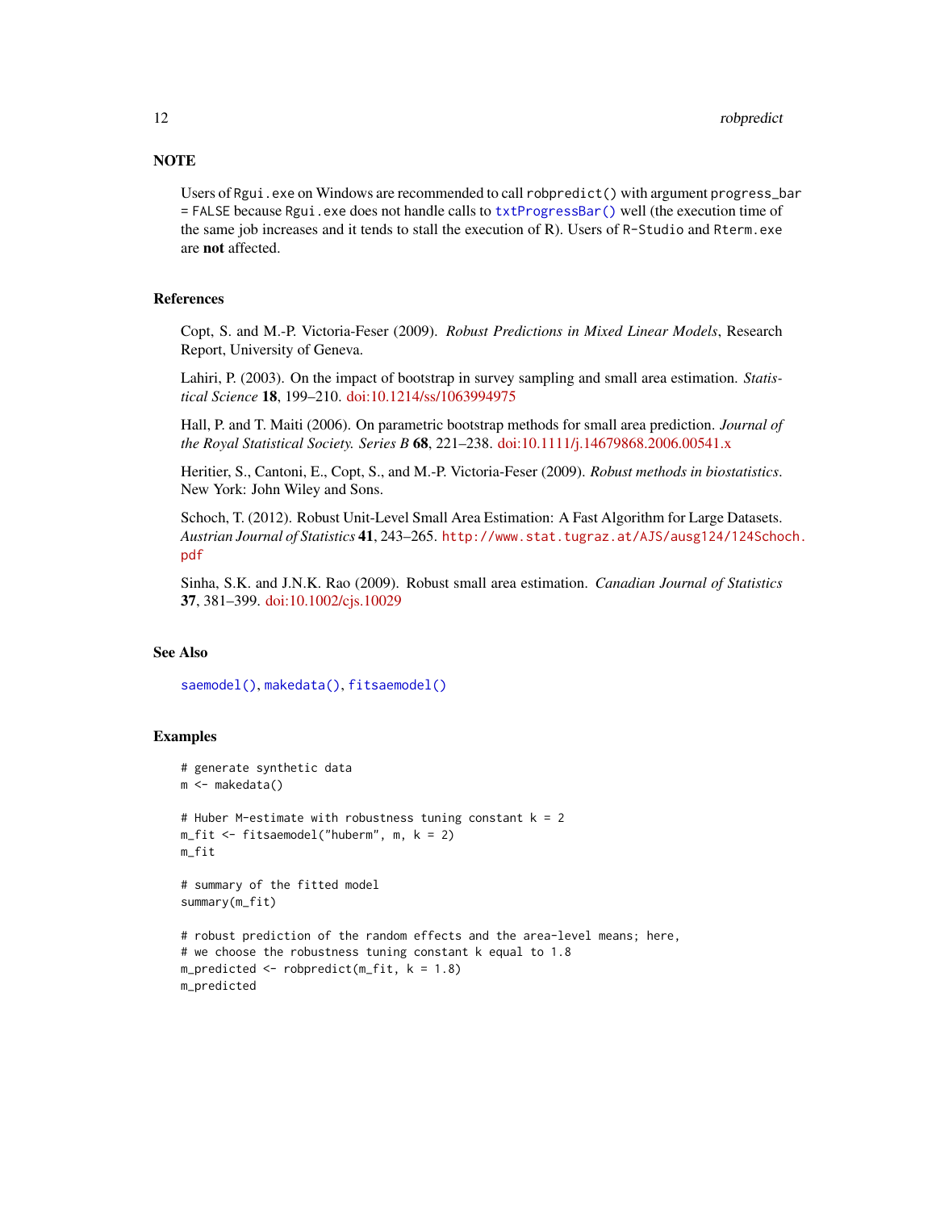## NOTE

Users of `Rgui.exe` on Windows are recommended to call `robpredict()` with argument `progress_bar = FALSE` because `Rgui.exe` does not handle calls to `txtProgressBar()` well (the execution time of the same job increases and it tends to stall the execution of R). Users of `R-Studio` and `Rterm.exe` are **not** affected.

## References

Copt, S. and M.-P. Victoria-Feser (2009). *Robust Predictions in Mixed Linear Models*, Research Report, University of Geneva.

Lahiri, P. (2003). On the impact of bootstrap in survey sampling and small area estimation. *Statistical Science* **18**, 199–210. doi:10.1214/ss/1063994975

Hall, P. and T. Maiti (2006). On parametric bootstrap methods for small area prediction. *Journal of the Royal Statistical Society. Series B* **68**, 221–238. doi:10.1111/j.14679868.2006.00541.x

Heritier, S., Cantoni, E., Copt, S., and M.-P. Victoria-Feser (2009). *Robust methods in biostatistics*. New York: John Wiley and Sons.

Schoch, T. (2012). Robust Unit-Level Small Area Estimation: A Fast Algorithm for Large Datasets. *Austrian Journal of Statistics* **41**, 243–265. `http://www.stat.tugraz.at/AJS/ausg124/124Schoch.pdf`

Sinha, S.K. and J.N.K. Rao (2009). Robust small area estimation. *Canadian Journal of Statistics* **37**, 381–399. doi:10.1002/cjs.10029

## See Also

`saemodel()`, `makedata()`, `fitsaemodel()`

## Examples

```
# generate synthetic data
m <- makedata()

# Huber M-estimate with robustness tuning constant k = 2
m_fit <- fitsaemodel("huberm", m, k = 2)
m_fit

# summary of the fitted model
summary(m_fit)

# robust prediction of the random effects and the area-level means; here,
# we choose the robustness tuning constant k equal to 1.8
m_predicted <- robpredict(m_fit, k = 1.8)
m_predicted
```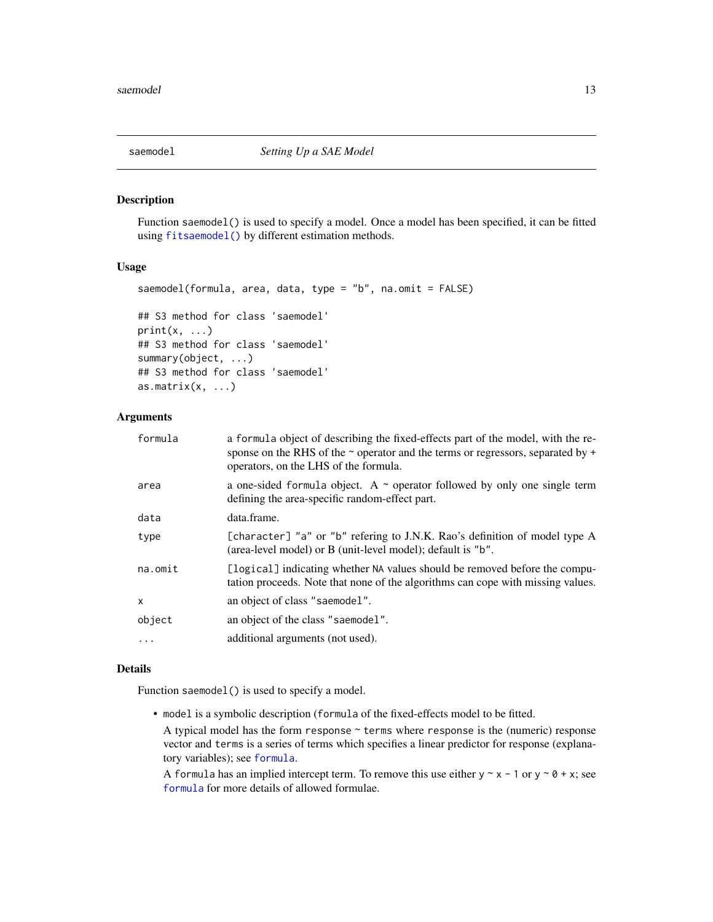## saemodel — *Setting Up a SAE Model*

### Description

Function `saemodel()` is used to specify a model. Once a model has been specified, it can be fitted using `fitsaemodel()` by different estimation methods.

### Usage

```
saemodel(formula, area, data, type = "b", na.omit = FALSE)

## S3 method for class 'saemodel'
print(x, ...)
## S3 method for class 'saemodel'
summary(object, ...)
## S3 method for class 'saemodel'
as.matrix(x, ...)
```

### Arguments

| | |
|---|---|
| `formula` | a `formula` object of describing the fixed-effects part of the model, with the response on the RHS of the ~ operator and the terms or regressors, separated by + operators, on the LHS of the formula. |
| `area` | a one-sided `formula` object. A ~ operator followed by only one single term defining the area-specific random-effect part. |
| `data` | data.frame. |
| `type` | `[character]` "a" or "b" refering to J.N.K. Rao's definition of model type A (area-level model) or B (unit-level model); default is "b". |
| `na.omit` | `[logical]` indicating whether NA values should be removed before the computation proceeds. Note that none of the algorithms can cope with missing values. |
| `x` | an object of class "saemodel". |
| `object` | an object of the class "saemodel". |
| `...` | additional arguments (not used). |

### Details

Function `saemodel()` is used to specify a model.

- `model` is a symbolic description (`formula` of the fixed-effects model to be fitted.

  A typical model has the form `response ~ terms` where `response` is the (numeric) response vector and `terms` is a series of terms which specifies a linear predictor for response (explanatory variables); see `formula`.

  A `formula` has an implied intercept term. To remove this use either `y ~ x - 1` or `y ~ 0 + x`; see `formula` for more details of allowed formulae.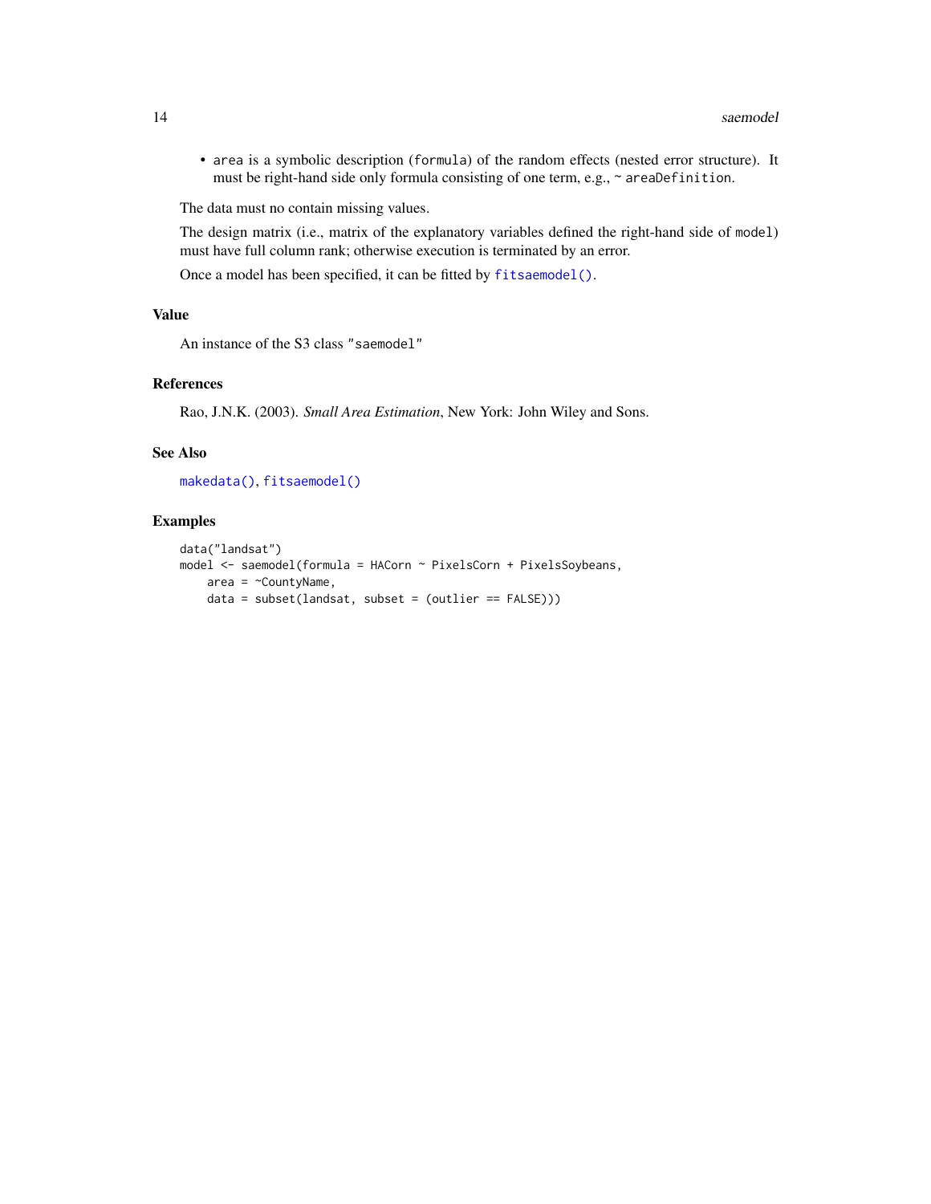- `area` is a symbolic description (`formula`) of the random effects (nested error structure). It must be right-hand side only formula consisting of one term, e.g., `~ areaDefinition`.

The data must no contain missing values.

The design matrix (i.e., matrix of the explanatory variables defined the right-hand side of `model`) must have full column rank; otherwise execution is terminated by an error.

Once a model has been specified, it can be fitted by `fitsaemodel()`.

### Value

An instance of the S3 class `"saemodel"`

### References

Rao, J.N.K. (2003). *Small Area Estimation*, New York: John Wiley and Sons.

### See Also

`makedata()`, `fitsaemodel()`

### Examples

```
data("landsat")
model <- saemodel(formula = HACorn ~ PixelsCorn + PixelsSoybeans,
    area = ~CountyName,
    data = subset(landsat, subset = (outlier == FALSE)))
```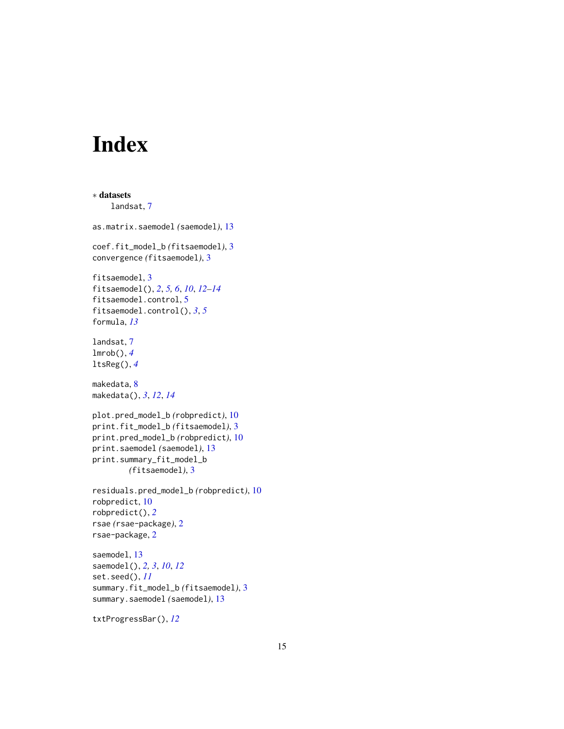# Index

∗ **datasets**

landsat, 7

as.matrix.saemodel (saemodel), 13

coef.fit_model_b (fitsaemodel), 3
convergence (fitsaemodel), 3

fitsaemodel, 3
fitsaemodel(), *2, 5, 6, 10, 12–14*
fitsaemodel.control, 5
fitsaemodel.control(), *3, 5*
formula, *13*

landsat, 7
lmrob(), *4*
ltsReg(), *4*

makedata, 8
makedata(), *3, 12, 14*

plot.pred_model_b (robpredict), 10
print.fit_model_b (fitsaemodel), 3
print.pred_model_b (robpredict), 10
print.saemodel (saemodel), 13
print.summary_fit_model_b (fitsaemodel), 3

residuals.pred_model_b (robpredict), 10
robpredict, 10
robpredict(), *2*
rsae (rsae-package), 2
rsae-package, 2

saemodel, 13
saemodel(), *2, 3, 10, 12*
set.seed(), *11*
summary.fit_model_b (fitsaemodel), 3
summary.saemodel (saemodel), 13

txtProgressBar(), *12*